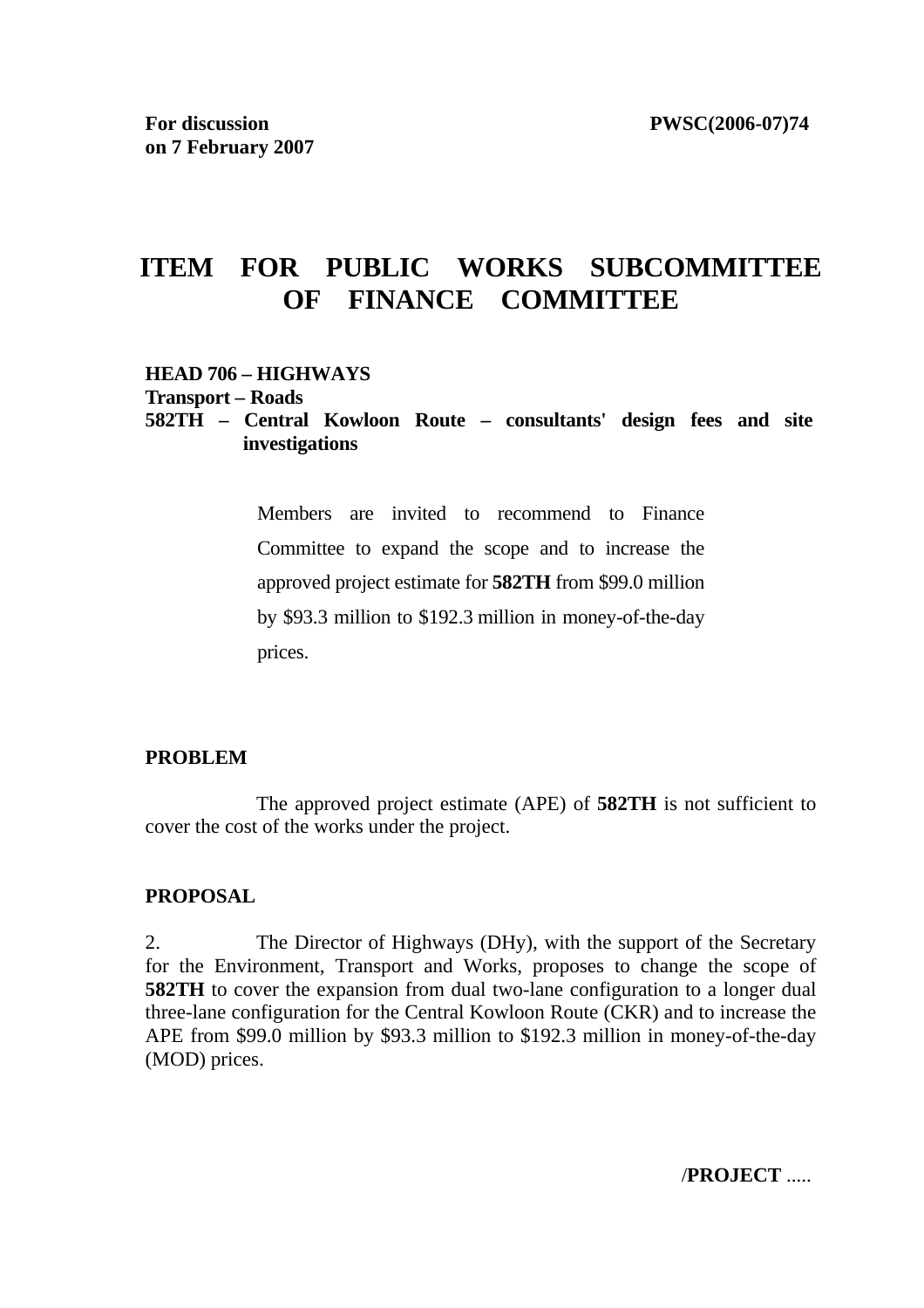**For discussion on 7 February 2007**

**PWSC(2006-07)74**

# ITEM FOR PUBLIC WORKS SUBCOMMITTEE OF FINANCE COMMITTEE

**HEAD 706 – HIGHWAYS**
**Transport – Roads**
**582TH – Central Kowloon Route – consultants' design fees and site investigations**

Members are invited to recommend to Finance Committee to expand the scope and to increase the approved project estimate for **582TH** from $99.0 million by $93.3 million to $192.3 million in money-of-the-day prices.

## PROBLEM

The approved project estimate (APE) of **582TH** is not sufficient to cover the cost of the works under the project.

## PROPOSAL

2. The Director of Highways (DHy), with the support of the Secretary for the Environment, Transport and Works, proposes to change the scope of **582TH** to cover the expansion from dual two-lane configuration to a longer dual three-lane configuration for the Central Kowloon Route (CKR) and to increase the APE from $99.0 million by $93.3 million to $192.3 million in money-of-the-day (MOD) prices.

/**PROJECT** .....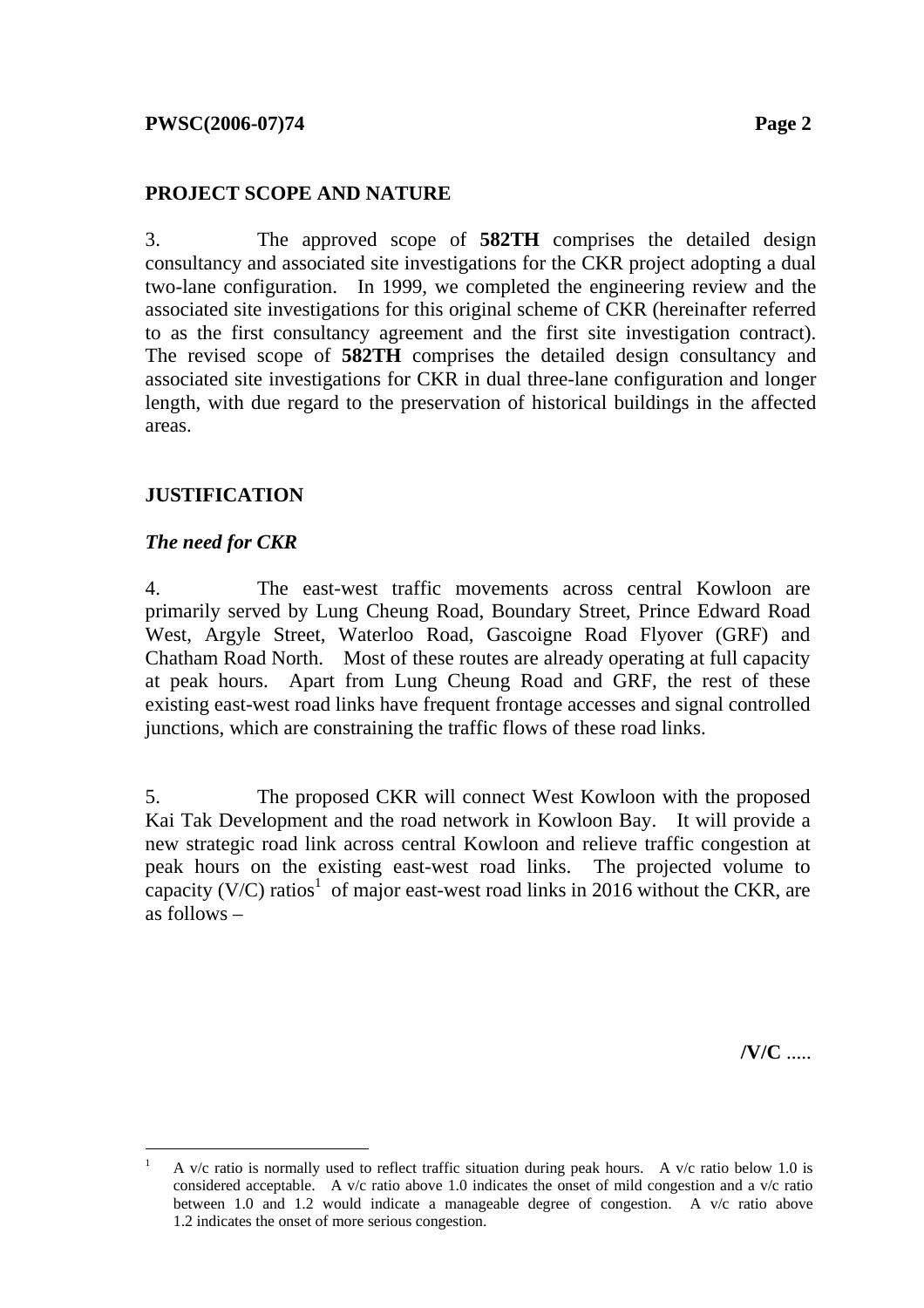## PROJECT SCOPE AND NATURE

3. The approved scope of **582TH** comprises the detailed design consultancy and associated site investigations for the CKR project adopting a dual two-lane configuration. In 1999, we completed the engineering review and the associated site investigations for this original scheme of CKR (hereinafter referred to as the first consultancy agreement and the first site investigation contract). The revised scope of **582TH** comprises the detailed design consultancy and associated site investigations for CKR in dual three-lane configuration and longer length, with due regard to the preservation of historical buildings in the affected areas.

## JUSTIFICATION

### *The need for CKR*

4. The east-west traffic movements across central Kowloon are primarily served by Lung Cheung Road, Boundary Street, Prince Edward Road West, Argyle Street, Waterloo Road, Gascoigne Road Flyover (GRF) and Chatham Road North. Most of these routes are already operating at full capacity at peak hours. Apart from Lung Cheung Road and GRF, the rest of these existing east-west road links have frequent frontage accesses and signal controlled junctions, which are constraining the traffic flows of these road links.

5. The proposed CKR will connect West Kowloon with the proposed Kai Tak Development and the road network in Kowloon Bay. It will provide a new strategic road link across central Kowloon and relieve traffic congestion at peak hours on the existing east-west road links. The projected volume to capacity (V/C) ratios[1] of major east-west road links in 2016 without the CKR, are as follows –

**/V/C** .....

[1] A v/c ratio is normally used to reflect traffic situation during peak hours. A v/c ratio below 1.0 is considered acceptable. A v/c ratio above 1.0 indicates the onset of mild congestion and a v/c ratio between 1.0 and 1.2 would indicate a manageable degree of congestion. A v/c ratio above 1.2 indicates the onset of more serious congestion.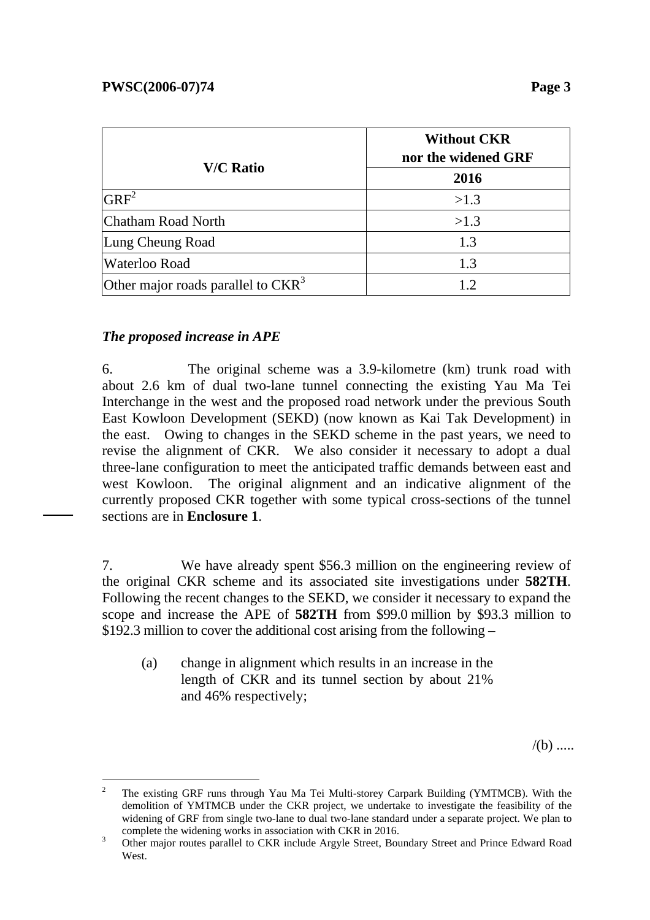| V/C Ratio | Without CKR nor the widened GRF |
|---|---|
| | 2016 |
| GRF[2] | >1.3 |
| Chatham Road North | >1.3 |
| Lung Cheung Road | 1.3 |
| Waterloo Road | 1.3 |
| Other major roads parallel to CKR[3] | 1.2 |

***The proposed increase in APE***

6. The original scheme was a 3.9-kilometre (km) trunk road with about 2.6 km of dual two-lane tunnel connecting the existing Yau Ma Tei Interchange in the west and the proposed road network under the previous South East Kowloon Development (SEKD) (now known as Kai Tak Development) in the east. Owing to changes in the SEKD scheme in the past years, we need to revise the alignment of CKR. We also consider it necessary to adopt a dual three-lane configuration to meet the anticipated traffic demands between east and west Kowloon. The original alignment and an indicative alignment of the currently proposed CKR together with some typical cross-sections of the tunnel sections are in **Enclosure 1**.

7. We have already spent $56.3 million on the engineering review of the original CKR scheme and its associated site investigations under **582TH**. Following the recent changes to the SEKD, we consider it necessary to expand the scope and increase the APE of **582TH** from $99.0 million by $93.3 million to $192.3 million to cover the additional cost arising from the following –

(a) change in alignment which results in an increase in the length of CKR and its tunnel section by about 21% and 46% respectively;

/(b) .....

---

[2] The existing GRF runs through Yau Ma Tei Multi-storey Carpark Building (YMTMCB). With the demolition of YMTMCB under the CKR project, we undertake to investigate the feasibility of the widening of GRF from single two-lane to dual two-lane standard under a separate project. We plan to complete the widening works in association with CKR in 2016.

[3] Other major routes parallel to CKR include Argyle Street, Boundary Street and Prince Edward Road West.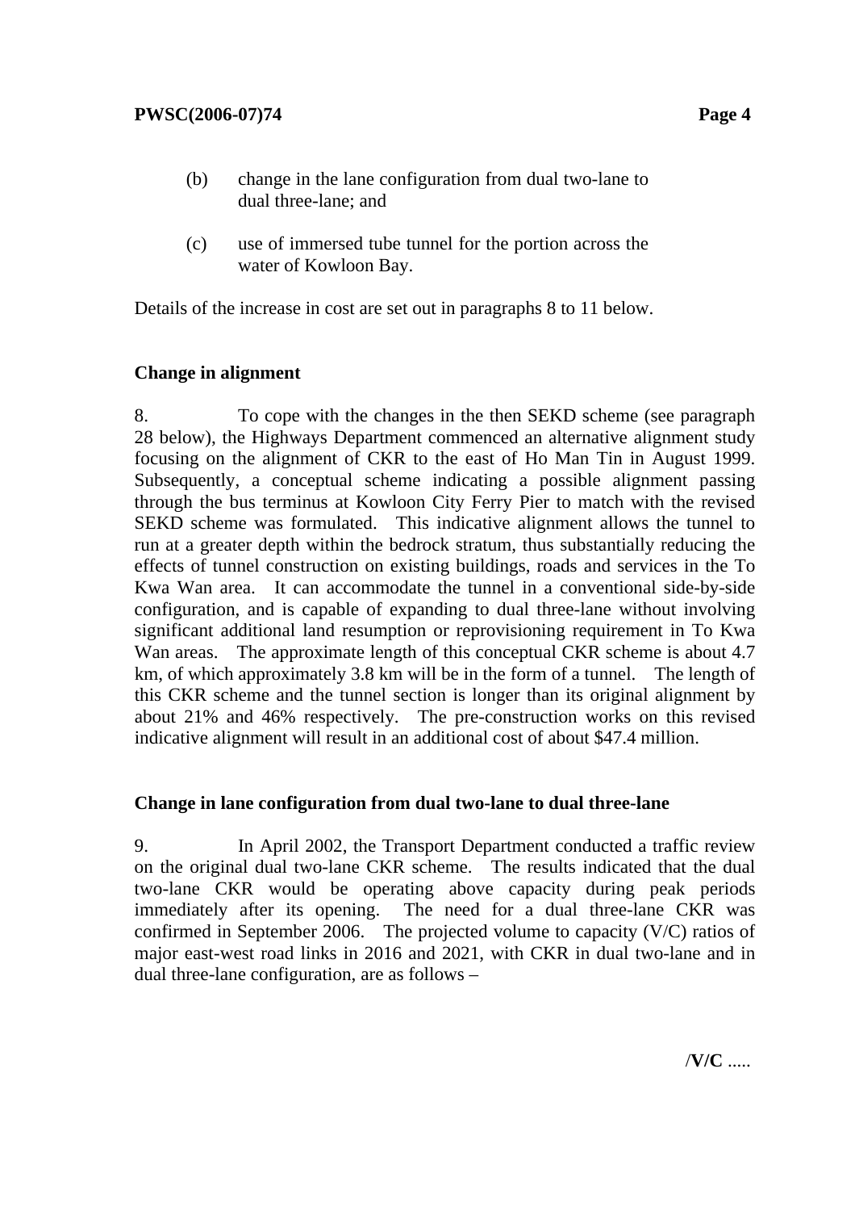(b) change in the lane configuration from dual two-lane to dual three-lane; and

(c) use of immersed tube tunnel for the portion across the water of Kowloon Bay.

Details of the increase in cost are set out in paragraphs 8 to 11 below.

**Change in alignment**

8. To cope with the changes in the then SEKD scheme (see paragraph 28 below), the Highways Department commenced an alternative alignment study focusing on the alignment of CKR to the east of Ho Man Tin in August 1999. Subsequently, a conceptual scheme indicating a possible alignment passing through the bus terminus at Kowloon City Ferry Pier to match with the revised SEKD scheme was formulated. This indicative alignment allows the tunnel to run at a greater depth within the bedrock stratum, thus substantially reducing the effects of tunnel construction on existing buildings, roads and services in the To Kwa Wan area. It can accommodate the tunnel in a conventional side-by-side configuration, and is capable of expanding to dual three-lane without involving significant additional land resumption or reprovisioning requirement in To Kwa Wan areas. The approximate length of this conceptual CKR scheme is about 4.7 km, of which approximately 3.8 km will be in the form of a tunnel. The length of this CKR scheme and the tunnel section is longer than its original alignment by about 21% and 46% respectively. The pre-construction works on this revised indicative alignment will result in an additional cost of about $47.4 million.

**Change in lane configuration from dual two-lane to dual three-lane**

9. In April 2002, the Transport Department conducted a traffic review on the original dual two-lane CKR scheme. The results indicated that the dual two-lane CKR would be operating above capacity during peak periods immediately after its opening. The need for a dual three-lane CKR was confirmed in September 2006. The projected volume to capacity (V/C) ratios of major east-west road links in 2016 and 2021, with CKR in dual two-lane and in dual three-lane configuration, are as follows –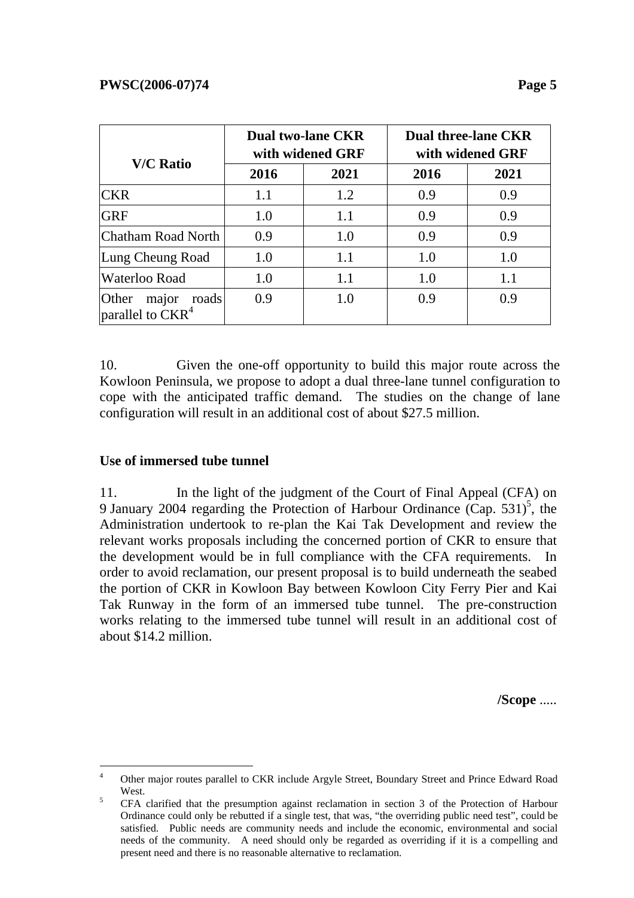| V/C Ratio | Dual two-lane CKR with widened GRF | | Dual three-lane CKR with widened GRF | |
|---|---|---|---|---|
| | 2016 | 2021 | 2016 | 2021 |
| CKR | 1.1 | 1.2 | 0.9 | 0.9 |
| GRF | 1.0 | 1.1 | 0.9 | 0.9 |
| Chatham Road North | 0.9 | 1.0 | 0.9 | 0.9 |
| Lung Cheung Road | 1.0 | 1.1 | 1.0 | 1.0 |
| Waterloo Road | 1.0 | 1.1 | 1.0 | 1.1 |
| Other major roads parallel to CKR[4] | 0.9 | 1.0 | 0.9 | 0.9 |

10. Given the one-off opportunity to build this major route across the Kowloon Peninsula, we propose to adopt a dual three-lane tunnel configuration to cope with the anticipated traffic demand. The studies on the change of lane configuration will result in an additional cost of about $27.5 million.

**Use of immersed tube tunnel**

11. In the light of the judgment of the Court of Final Appeal (CFA) on 9 January 2004 regarding the Protection of Harbour Ordinance (Cap. 531)[5], the Administration undertook to re-plan the Kai Tak Development and review the relevant works proposals including the concerned portion of CKR to ensure that the development would be in full compliance with the CFA requirements. In order to avoid reclamation, our present proposal is to build underneath the seabed the portion of CKR in Kowloon Bay between Kowloon City Ferry Pier and Kai Tak Runway in the form of an immersed tube tunnel. The pre-construction works relating to the immersed tube tunnel will result in an additional cost of about $14.2 million.

/**Scope** .....

---

[4] Other major routes parallel to CKR include Argyle Street, Boundary Street and Prince Edward Road West.

[5] CFA clarified that the presumption against reclamation in section 3 of the Protection of Harbour Ordinance could only be rebutted if a single test, that was, "the overriding public need test", could be satisfied. Public needs are community needs and include the economic, environmental and social needs of the community. A need should only be regarded as overriding if it is a compelling and present need and there is no reasonable alternative to reclamation.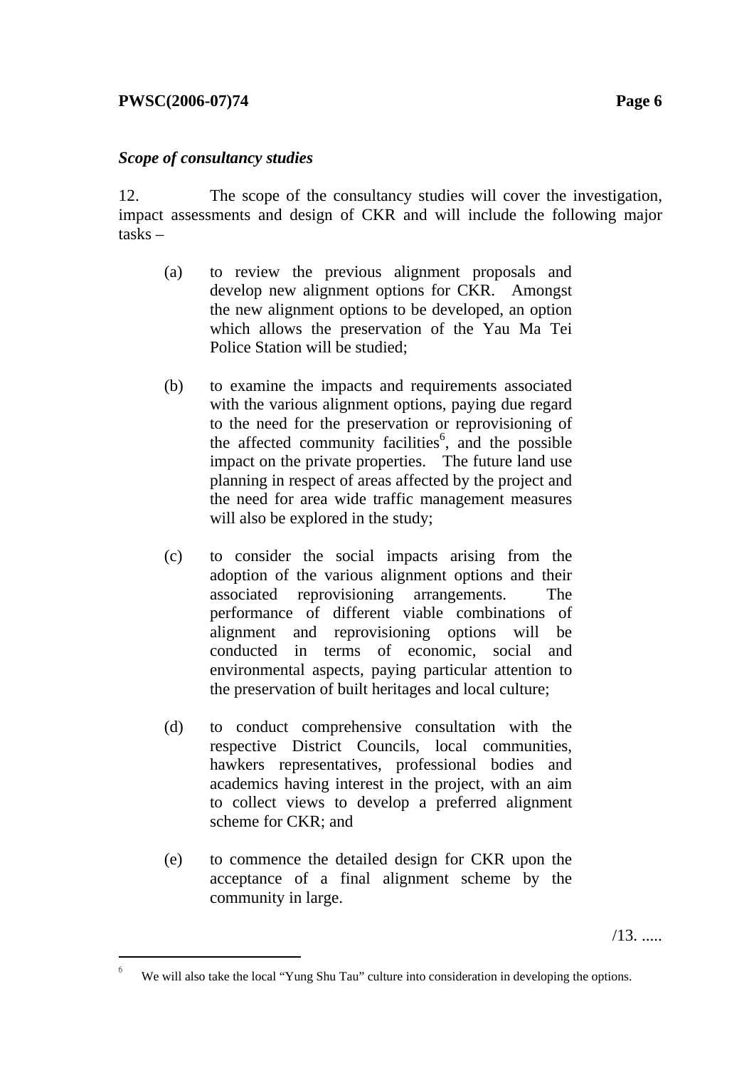*Scope of consultancy studies*

12. The scope of the consultancy studies will cover the investigation, impact assessments and design of CKR and will include the following major tasks –

(a) to review the previous alignment proposals and develop new alignment options for CKR. Amongst the new alignment options to be developed, an option which allows the preservation of the Yau Ma Tei Police Station will be studied;

(b) to examine the impacts and requirements associated with the various alignment options, paying due regard to the need for the preservation or reprovisioning of the affected community facilities[6], and the possible impact on the private properties. The future land use planning in respect of areas affected by the project and the need for area wide traffic management measures will also be explored in the study;

(c) to consider the social impacts arising from the adoption of the various alignment options and their associated reprovisioning arrangements. The performance of different viable combinations of alignment and reprovisioning options will be conducted in terms of economic, social and environmental aspects, paying particular attention to the preservation of built heritages and local culture;

(d) to conduct comprehensive consultation with the respective District Councils, local communities, hawkers representatives, professional bodies and academics having interest in the project, with an aim to collect views to develop a preferred alignment scheme for CKR; and

(e) to commence the detailed design for CKR upon the acceptance of a final alignment scheme by the community in large.

/13. .....

---

[6] We will also take the local "Yung Shu Tau" culture into consideration in developing the options.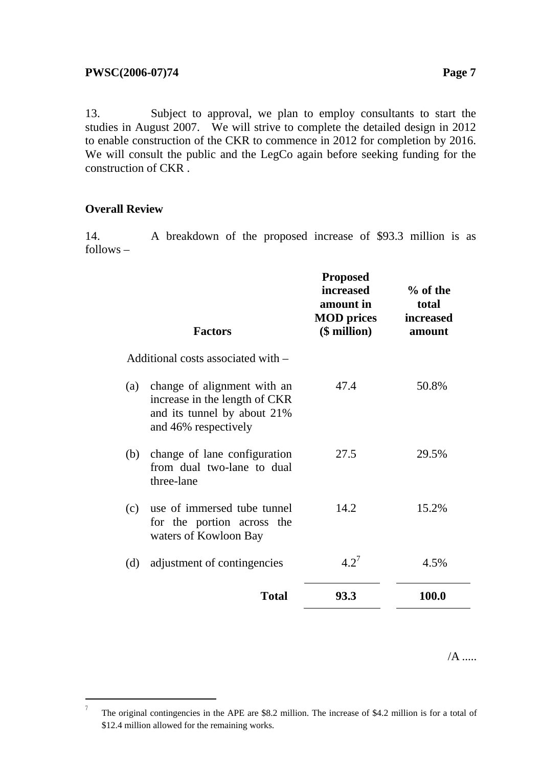13. Subject to approval, we plan to employ consultants to start the studies in August 2007. We will strive to complete the detailed design in 2012 to enable construction of the CKR to commence in 2012 for completion by 2016. We will consult the public and the LegCo again before seeking funding for the construction of CKR .

**Overall Review**

14. A breakdown of the proposed increase of $93.3 million is as follows –

| | **Factors** | **Proposed increased amount in MOD prices ($ million)** | **% of the total increased amount** |
|---|---|---|---|
| | Additional costs associated with – | | |
| (a) | change of alignment with an increase in the length of CKR and its tunnel by about 21% and 46% respectively | 47.4 | 50.8% |
| (b) | change of lane configuration from dual two-lane to dual three-lane | 27.5 | 29.5% |
| (c) | use of immersed tube tunnel for the portion across the waters of Kowloon Bay | 14.2 | 15.2% |
| (d) | adjustment of contingencies | 4.2[7] | 4.5% |
| | **Total** | **93.3** | **100.0** |

/A .....

[7] The original contingencies in the APE are $8.2 million. The increase of $4.2 million is for a total of $12.4 million allowed for the remaining works.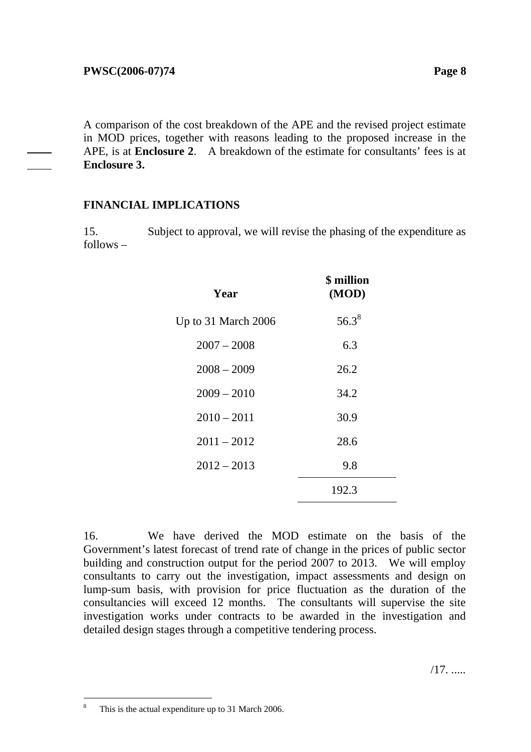A comparison of the cost breakdown of the APE and the revised project estimate in MOD prices, together with reasons leading to the proposed increase in the APE, is at **Enclosure 2**. A breakdown of the estimate for consultants' fees is at **Enclosure 3.**

## FINANCIAL IMPLICATIONS

15. Subject to approval, we will revise the phasing of the expenditure as follows –

| Year | $ million (MOD) |
|---|---|
| Up to 31 March 2006 | 56.3[8] |
| 2007 – 2008 | 6.3 |
| 2008 – 2009 | 26.2 |
| 2009 – 2010 | 34.2 |
| 2010 – 2011 | 30.9 |
| 2011 – 2012 | 28.6 |
| 2012 – 2013 | 9.8 |
| | 192.3 |

16. We have derived the MOD estimate on the basis of the Government's latest forecast of trend rate of change in the prices of public sector building and construction output for the period 2007 to 2013. We will employ consultants to carry out the investigation, impact assessments and design on lump-sum basis, with provision for price fluctuation as the duration of the consultancies will exceed 12 months. The consultants will supervise the site investigation works under contracts to be awarded in the investigation and detailed design stages through a competitive tendering process.

/17. .....

---

[8] This is the actual expenditure up to 31 March 2006.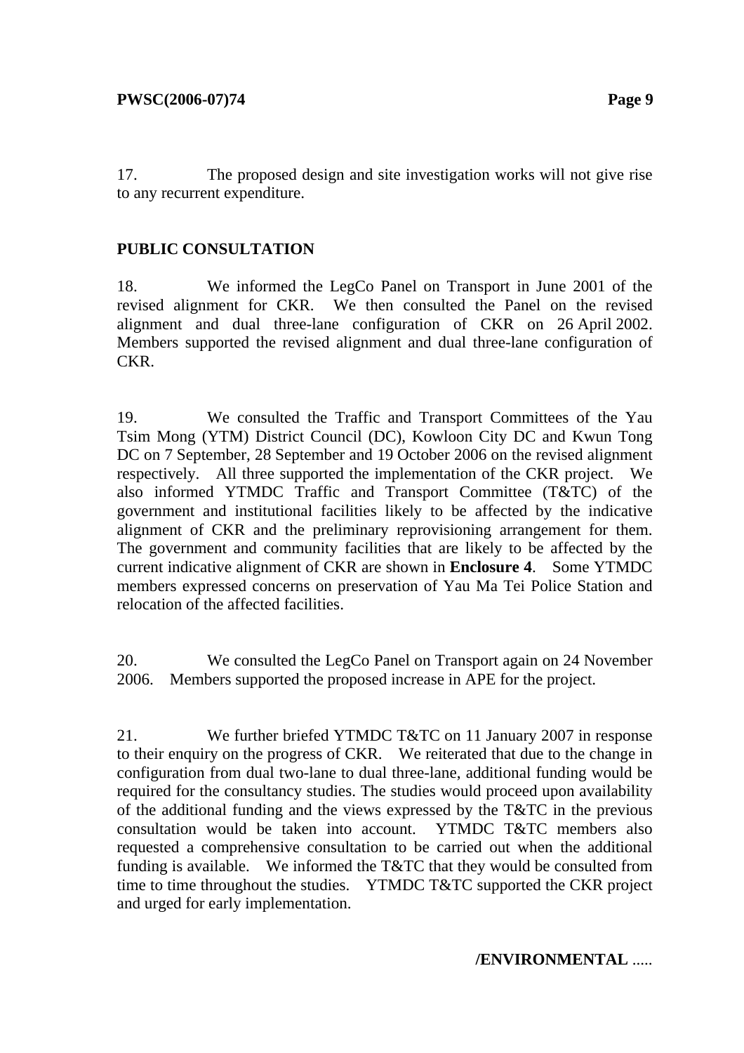17. The proposed design and site investigation works will not give rise to any recurrent expenditure.

## PUBLIC CONSULTATION

18. We informed the LegCo Panel on Transport in June 2001 of the revised alignment for CKR. We then consulted the Panel on the revised alignment and dual three-lane configuration of CKR on 26 April 2002. Members supported the revised alignment and dual three-lane configuration of CKR.

19. We consulted the Traffic and Transport Committees of the Yau Tsim Mong (YTM) District Council (DC), Kowloon City DC and Kwun Tong DC on 7 September, 28 September and 19 October 2006 on the revised alignment respectively. All three supported the implementation of the CKR project. We also informed YTMDC Traffic and Transport Committee (T&TC) of the government and institutional facilities likely to be affected by the indicative alignment of CKR and the preliminary reprovisioning arrangement for them. The government and community facilities that are likely to be affected by the current indicative alignment of CKR are shown in **Enclosure 4**. Some YTMDC members expressed concerns on preservation of Yau Ma Tei Police Station and relocation of the affected facilities.

20. We consulted the LegCo Panel on Transport again on 24 November 2006. Members supported the proposed increase in APE for the project.

21. We further briefed YTMDC T&TC on 11 January 2007 in response to their enquiry on the progress of CKR. We reiterated that due to the change in configuration from dual two-lane to dual three-lane, additional funding would be required for the consultancy studies. The studies would proceed upon availability of the additional funding and the views expressed by the T&TC in the previous consultation would be taken into account. YTMDC T&TC members also requested a comprehensive consultation to be carried out when the additional funding is available. We informed the T&TC that they would be consulted from time to time throughout the studies. YTMDC T&TC supported the CKR project and urged for early implementation.

**/ENVIRONMENTAL** .....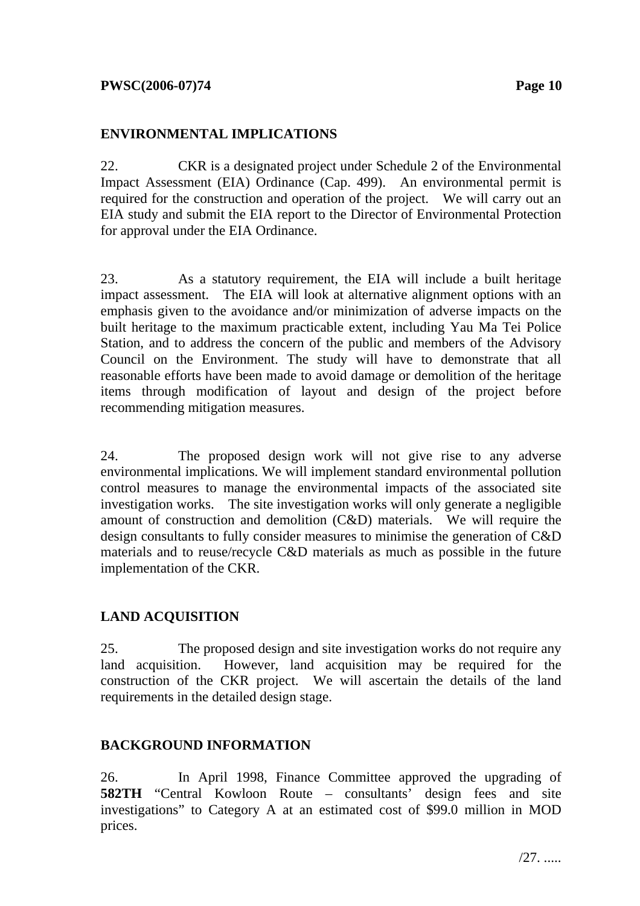## ENVIRONMENTAL IMPLICATIONS

22. CKR is a designated project under Schedule 2 of the Environmental Impact Assessment (EIA) Ordinance (Cap. 499). An environmental permit is required for the construction and operation of the project. We will carry out an EIA study and submit the EIA report to the Director of Environmental Protection for approval under the EIA Ordinance.

23. As a statutory requirement, the EIA will include a built heritage impact assessment. The EIA will look at alternative alignment options with an emphasis given to the avoidance and/or minimization of adverse impacts on the built heritage to the maximum practicable extent, including Yau Ma Tei Police Station, and to address the concern of the public and members of the Advisory Council on the Environment. The study will have to demonstrate that all reasonable efforts have been made to avoid damage or demolition of the heritage items through modification of layout and design of the project before recommending mitigation measures.

24. The proposed design work will not give rise to any adverse environmental implications. We will implement standard environmental pollution control measures to manage the environmental impacts of the associated site investigation works. The site investigation works will only generate a negligible amount of construction and demolition (C&D) materials. We will require the design consultants to fully consider measures to minimise the generation of C&D materials and to reuse/recycle C&D materials as much as possible in the future implementation of the CKR.

## LAND ACQUISITION

25. The proposed design and site investigation works do not require any land acquisition. However, land acquisition may be required for the construction of the CKR project. We will ascertain the details of the land requirements in the detailed design stage.

## BACKGROUND INFORMATION

26. In April 1998, Finance Committee approved the upgrading of **582TH** "Central Kowloon Route – consultants' design fees and site investigations" to Category A at an estimated cost of $99.0 million in MOD prices.

/27. .....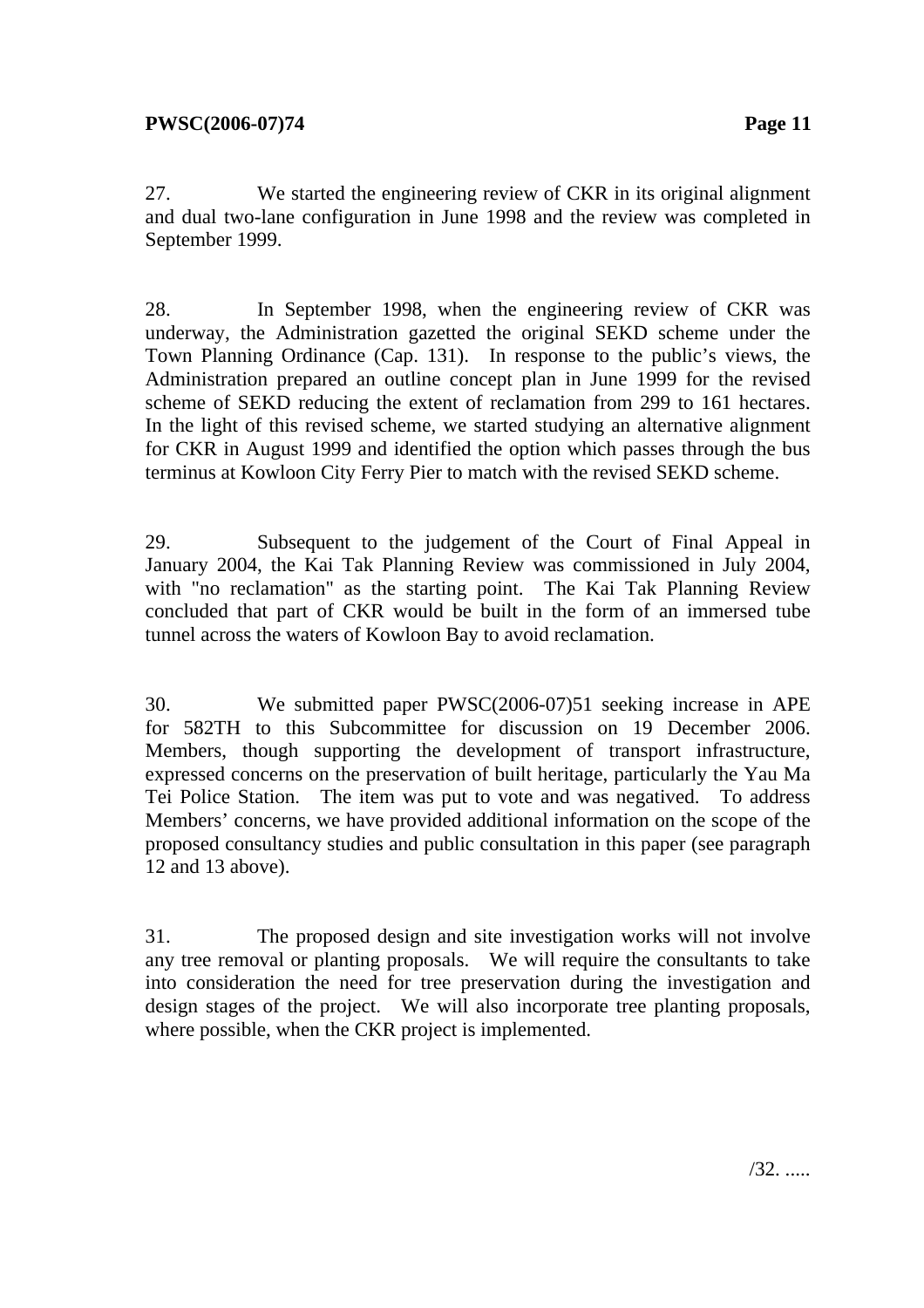27. We started the engineering review of CKR in its original alignment and dual two-lane configuration in June 1998 and the review was completed in September 1999.

28. In September 1998, when the engineering review of CKR was underway, the Administration gazetted the original SEKD scheme under the Town Planning Ordinance (Cap. 131). In response to the public's views, the Administration prepared an outline concept plan in June 1999 for the revised scheme of SEKD reducing the extent of reclamation from 299 to 161 hectares. In the light of this revised scheme, we started studying an alternative alignment for CKR in August 1999 and identified the option which passes through the bus terminus at Kowloon City Ferry Pier to match with the revised SEKD scheme.

29. Subsequent to the judgement of the Court of Final Appeal in January 2004, the Kai Tak Planning Review was commissioned in July 2004, with "no reclamation" as the starting point. The Kai Tak Planning Review concluded that part of CKR would be built in the form of an immersed tube tunnel across the waters of Kowloon Bay to avoid reclamation.

30. We submitted paper PWSC(2006-07)51 seeking increase in APE for 582TH to this Subcommittee for discussion on 19 December 2006. Members, though supporting the development of transport infrastructure, expressed concerns on the preservation of built heritage, particularly the Yau Ma Tei Police Station. The item was put to vote and was negatived. To address Members' concerns, we have provided additional information on the scope of the proposed consultancy studies and public consultation in this paper (see paragraph 12 and 13 above).

31. The proposed design and site investigation works will not involve any tree removal or planting proposals. We will require the consultants to take into consideration the need for tree preservation during the investigation and design stages of the project. We will also incorporate tree planting proposals, where possible, when the CKR project is implemented.

/32. .....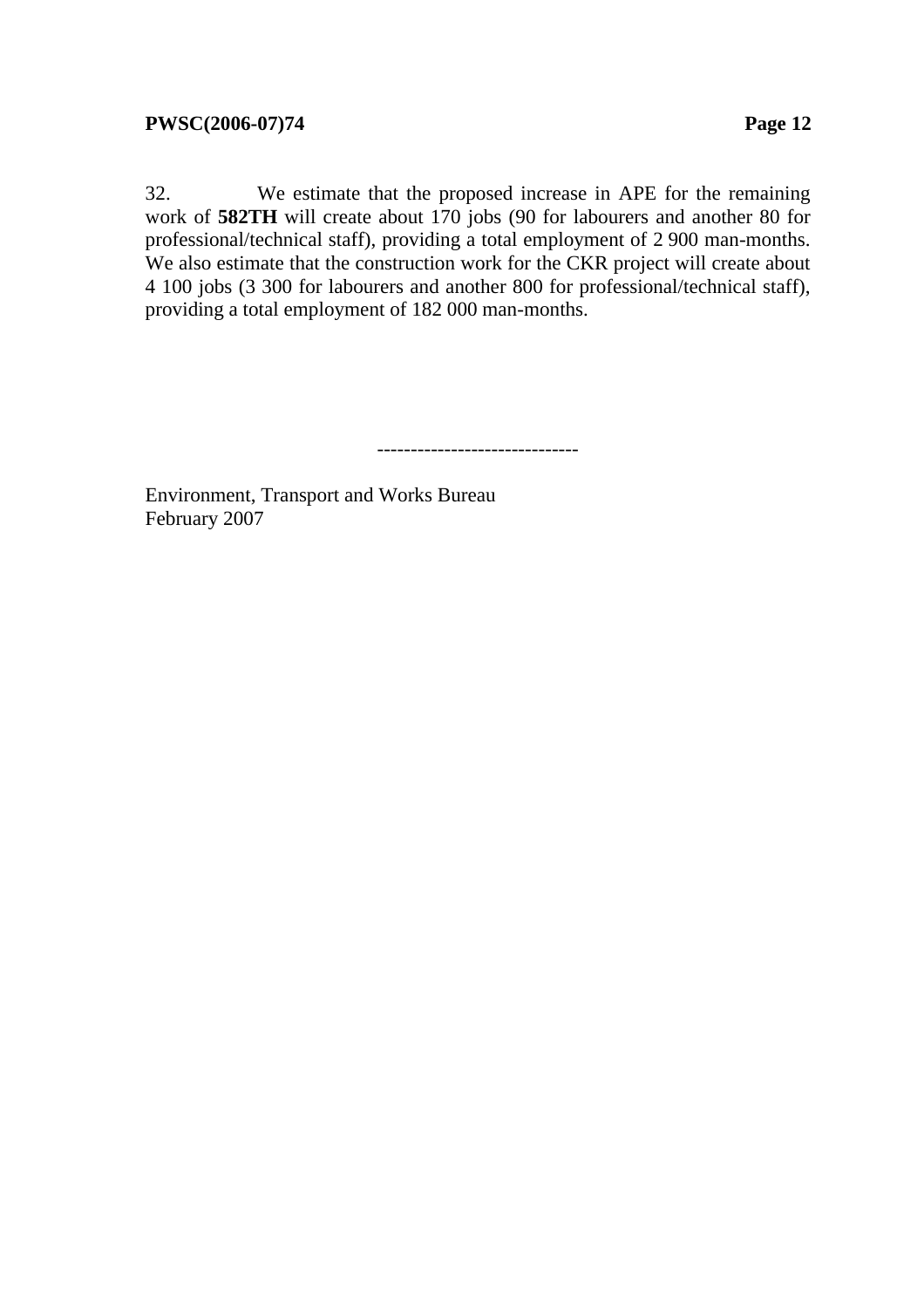32. We estimate that the proposed increase in APE for the remaining work of **582TH** will create about 170 jobs (90 for labourers and another 80 for professional/technical staff), providing a total employment of 2 900 man-months. We also estimate that the construction work for the CKR project will create about 4 100 jobs (3 300 for labourers and another 800 for professional/technical staff), providing a total employment of 182 000 man-months.

------------------------------

Environment, Transport and Works Bureau
February 2007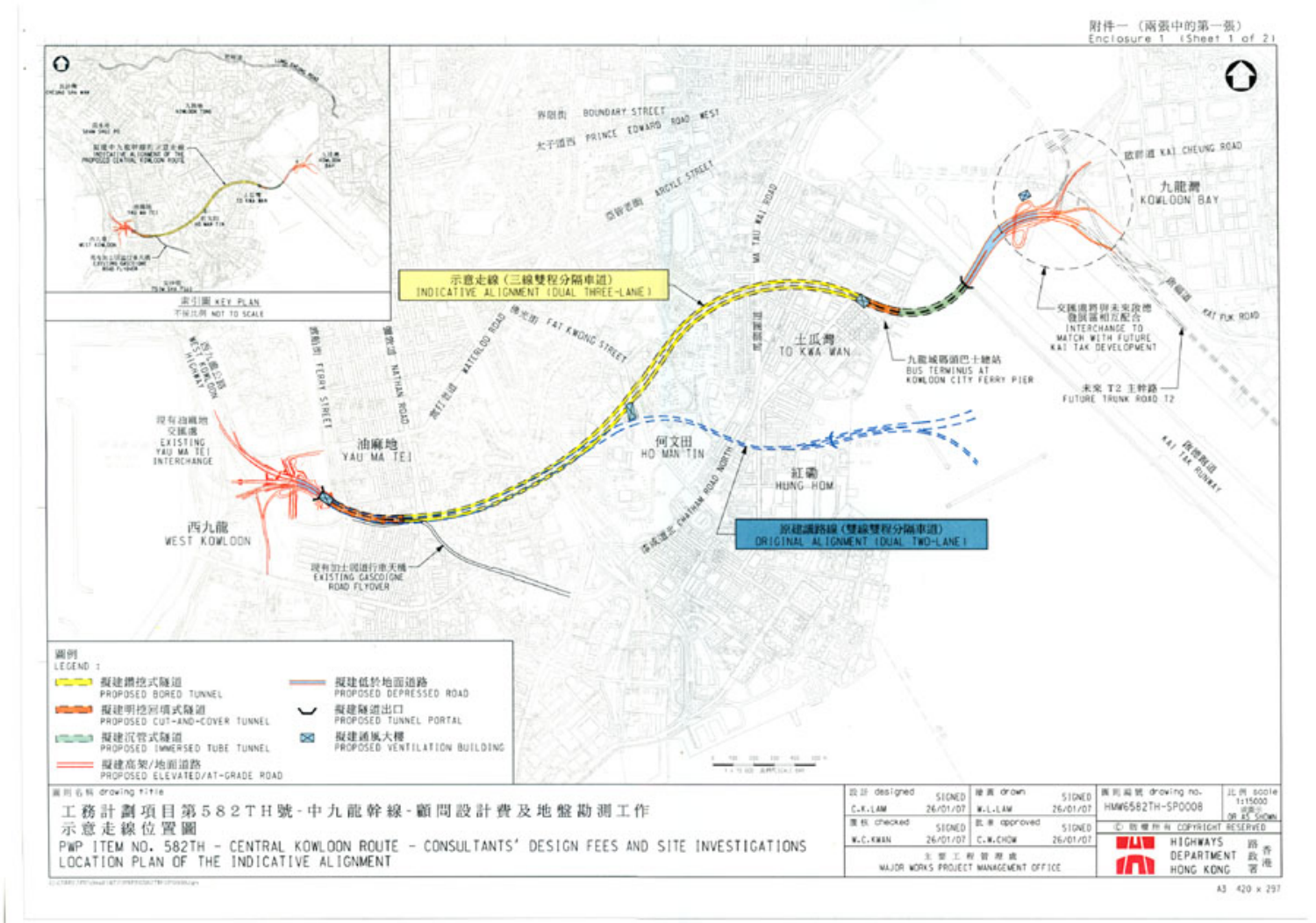附件一（兩張中的第一張）
Enclosure 1 (Sheet 1 of 2)

示意走線（三線雙程分隔車道）
INDICATIVE ALIGNMENT (DUAL THREE-LANE)

原建議路線（雙線雙程分隔車道）
ORIGINAL ALIGNMENT (DUAL TWO-LANE)

現有油麻地交匯處
EXISTING YAU MA TEI INTERCHANGE

現有加士居道行車天橋
EXISTING GASCOIGNE ROAD FLYOVER

九龍城碼頭巴士總站
BUS TERMINUS AT KOWLOON CITY FERRY PIER

交匯處將與未來啟德發展區相互配合
INTERCHANGE TO MATCH WITH FUTURE KAI TAK DEVELOPMENT

未來T2主幹路
FUTURE TRUNK ROAD T2

西九龍 WEST KOWLOON
油麻地 YAU MA TEI
何文田 HO MAN TIN
紅磡 HUNG HOM
土瓜灣 TO KWA WAN
九龍灣 KOWLOON BAY

界限街 BOUNDARY STREET
太子道西 PRINCE EDWARD ROAD WEST
亞皆老街 ARGYLE STREET
窩打老道 WATERLOO ROAD
佛光街 FAT KWONG STREET
馬頭圍道 MA TAU WAI ROAD
彌敦道 NATHAN ROAD
渡船街 FERRY STREET
西九龍公路 WEST KOWLOON HIGHWAY
漆咸道北 CHATHAM ROAD NORTH
啟祥道 KAI CHEUNG ROAD
啟福道 KAI FUK ROAD
啟德跑道 KAI TAK RUNWAY

索引圖 KEY PLAN
不按比例 NOT TO SCALE

擬建中九龍幹線的示意走線
INDICATIVE ALIGNMENT OF THE PROPOSED CENTRAL KOWLOON ROUTE

現有加士居道行車天橋
EXISTING GASCOIGNE ROAD FLYOVER

圖例 LEGEND：

- 擬建鑽挖式隧道 PROPOSED BORED TUNNEL
- 擬建明挖回填式隧道 PROPOSED CUT-AND-COVER TUNNEL
- 擬建沉管式隧道 PROPOSED IMMERSED TUBE TUNNEL
- 擬建高架/地面道路 PROPOSED ELEVATED/AT-GRADE ROAD
- 擬建低於地面道路 PROPOSED DEPRESSED ROAD
- 擬建隧道出口 PROPOSED TUNNEL PORTAL
- 擬建通風大樓 PROPOSED VENTILATION BUILDING

圖則名稱 drawing title

工務計劃項目第582TH號－中九龍幹線－顧問設計費及地盤勘測工作
示意走線位置圖

PWP ITEM NO. 582TH - CENTRAL KOWLOON ROUTE - CONSULTANTS' DESIGN FEES AND SITE INVESTIGATIONS
LOCATION PLAN OF THE INDICATIVE ALIGNMENT

| 設計 designed | SIGNED | 繪圖 drawn | SIGNED | 圖則編號 drawing no. | 比例 scale |
|---|---|---|---|---|---|
| C.K.LAM | 26/01/07 | W.L.LAM | 26/01/07 | HMW6582TH-SP0008 | 1:15000 |
| 審核 checked | SIGNED | 批准 approved | SIGNED | © 版權所有 COPYRIGHT RESERVED | |
| W.C.KWAN | 26/01/07 | C.W.CHOW | 26/01/07 | | |

主要工程管理處
MAJOR WORKS PROJECT MANAGEMENT OFFICE

路政署 HIGHWAYS DEPARTMENT HONG KONG

A3 420 x 297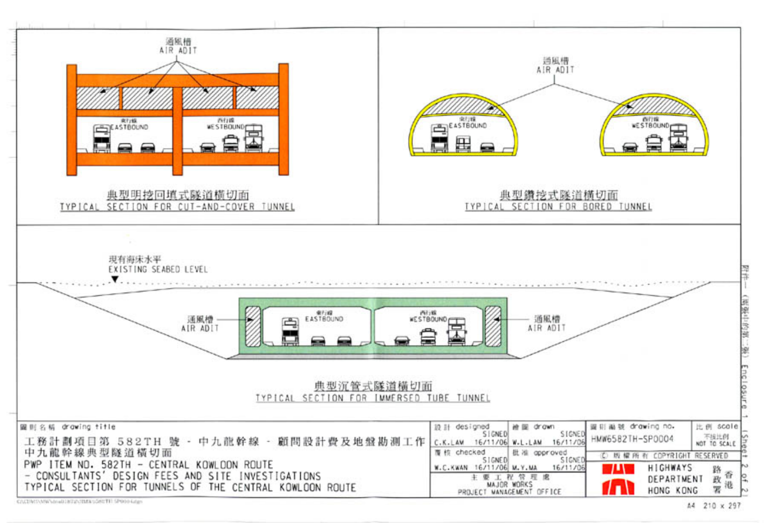通風槽
AIR ADIT

東行線
EASTBOUND

西行線
WESTBOUND

典型明挖回填式隧道橫切面
TYPICAL SECTION FOR CUT-AND-COVER TUNNEL

通風槽
AIR ADIT

東行線
EASTBOUND

西行線
WESTBOUND

典型鑽挖式隧道橫切面
TYPICAL SECTION FOR BORED TUNNEL

現有海床水平
EXISTING SEABED LEVEL

通風槽
AIR ADIT

東行線
EASTBOUND

西行線
WESTBOUND

通風槽
AIR ADIT

典型沉管式隧道橫切面
TYPICAL SECTION FOR IMMERSED TUBE TUNNEL

| 圖則名稱 drawing title | 設計 designed | 繪圖 drawn | 圖則編號 drawing no. | 比例 scale |
|---|---|---|---|---|
| 工務計劃項目第 582TH 號 - 中九龍幹線 - 顧問設計費及地盤勘測工作<br>中九龍幹線典型隧道橫切面<br>PWP ITEM NO. 582TH - CENTRAL KOWLOON ROUTE<br>- CONSULTANTS' DESIGN FEES AND SITE INVESTIGATIONS<br>TYPICAL SECTION FOR TUNNELS OF THE CENTRAL KOWLOON ROUTE | SIGNED<br>C.K.LAM 16/11/06 | SIGNED<br>W.L.LAM 16/11/06 | HMW6582TH-SP0004 | 不按比例<br>NOT TO SCALE |
| | 覆核 checked<br>SIGNED<br>W.C.KWAN 16/11/06 | 批准 approved<br>SIGNED<br>M.Y.MA 16/11/06 | © 版權所有 COPYRIGHT RESERVED | |
| | 主要工程管理處<br>MAJOR WORKS<br>PROJECT MANAGEMENT OFFICE | | HIGHWAYS DEPARTMENT HONG KONG 香港路政署 | |

附件一（擬稿中的第二頁） Enclosure 1 (Sheet 2 of 2)

A4 210 x 297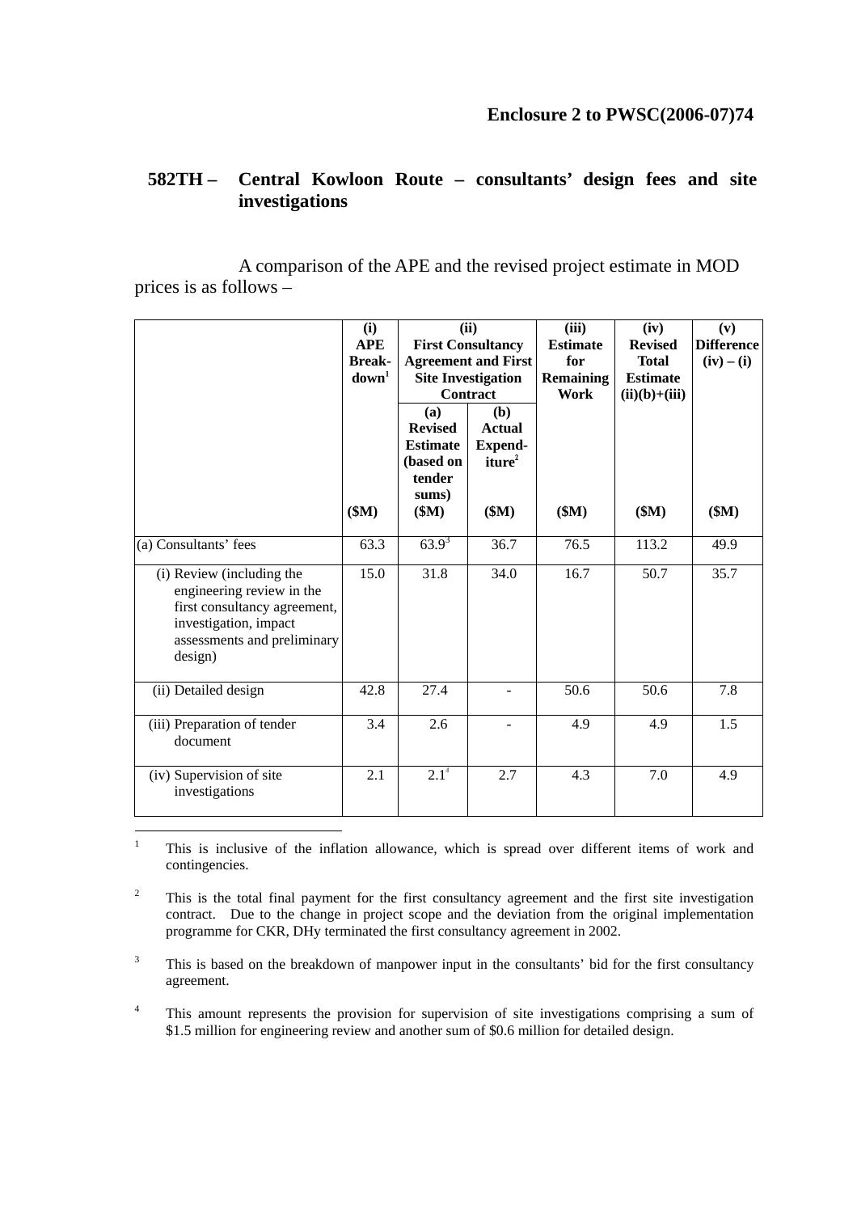**Enclosure 2 to PWSC(2006-07)74**

## 582TH – Central Kowloon Route – consultants' design fees and site investigations

A comparison of the APE and the revised project estimate in MOD prices is as follows –

| | (i) APE Break-down[1] | (ii) First Consultancy Agreement and First Site Investigation Contract | | (iii) Estimate for Remaining Work | (iv) Revised Total Estimate (ii)(b)+(iii) | (v) Difference (iv) – (i) |
|---|---|---|---|---|---|---|
| | | (a) Revised Estimate (based on tender sums) | (b) Actual Expend-iture[2] | | | |
| | ($M) | ($M) | ($M) | ($M) | ($M) | ($M) |
| (a) Consultants' fees | 63.3 | 63.9[3] | 36.7 | 76.5 | 113.2 | 49.9 |
| (i) Review (including the engineering review in the first consultancy agreement, investigation, impact assessments and preliminary design) | 15.0 | 31.8 | 34.0 | 16.7 | 50.7 | 35.7 |
| (ii) Detailed design | 42.8 | 27.4 | - | 50.6 | 50.6 | 7.8 |
| (iii) Preparation of tender document | 3.4 | 2.6 | - | 4.9 | 4.9 | 1.5 |
| (iv) Supervision of site investigations | 2.1 | 2.1[4] | 2.7 | 4.3 | 7.0 | 4.9 |

---

[1] This is inclusive of the inflation allowance, which is spread over different items of work and contingencies.

[2] This is the total final payment for the first consultancy agreement and the first site investigation contract. Due to the change in project scope and the deviation from the original implementation programme for CKR, DHy terminated the first consultancy agreement in 2002.

[3] This is based on the breakdown of manpower input in the consultants' bid for the first consultancy agreement.

[4] This amount represents the provision for supervision of site investigations comprising a sum of $1.5 million for engineering review and another sum of $0.6 million for detailed design.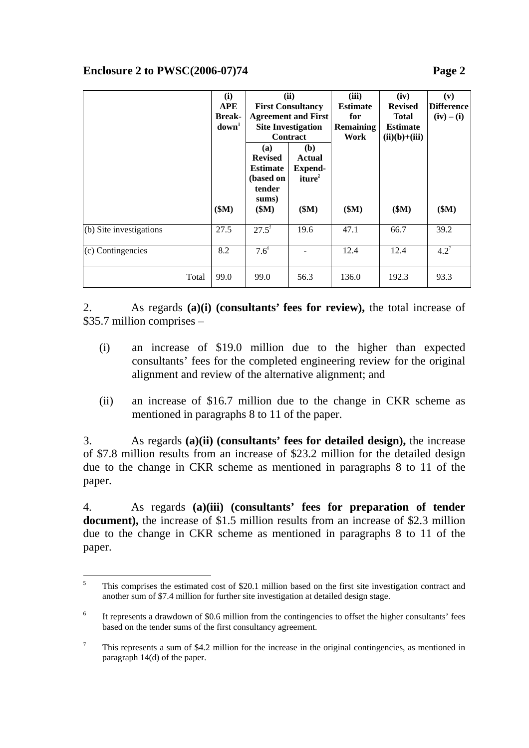**Enclosure 2 to PWSC(2006-07)74**

| | (i) APE Break-down[1] | (ii) First Consultancy Agreement and First Site Investigation Contract | | (iii) Estimate for Remaining Work | (iv) Revised Total Estimate (ii)(b)+(iii) | (v) Difference (iv) – (i) |
|---|---|---|---|---|---|---|
| | | (a) Revised Estimate (based on tender sums) | (b) Actual Expend-iture[2] | | | |
| | ($M) | ($M) | ($M) | ($M) | ($M) | ($M) |
| (b) Site investigations | 27.5 | 27.5[5] | 19.6 | 47.1 | 66.7 | 39.2 |
| (c) Contingencies | 8.2 | 7.6[6] | - | 12.4 | 12.4 | 4.2[7] |
| Total | 99.0 | 99.0 | 56.3 | 136.0 | 192.3 | 93.3 |

2. As regards **(a)(i) (consultants' fees for review),** the total increase of $35.7 million comprises –

(i) an increase of $19.0 million due to the higher than expected consultants' fees for the completed engineering review for the original alignment and review of the alternative alignment; and

(ii) an increase of $16.7 million due to the change in CKR scheme as mentioned in paragraphs 8 to 11 of the paper.

3. As regards **(a)(ii) (consultants' fees for detailed design),** the increase of $7.8 million results from an increase of $23.2 million for the detailed design due to the change in CKR scheme as mentioned in paragraphs 8 to 11 of the paper.

4. As regards **(a)(iii) (consultants' fees for preparation of tender document),** the increase of $1.5 million results from an increase of $2.3 million due to the change in CKR scheme as mentioned in paragraphs 8 to 11 of the paper.

---

[5] This comprises the estimated cost of $20.1 million based on the first site investigation contract and another sum of $7.4 million for further site investigation at detailed design stage.

[6] It represents a drawdown of $0.6 million from the contingencies to offset the higher consultants' fees based on the tender sums of the first consultancy agreement.

[7] This represents a sum of $4.2 million for the increase in the original contingencies, as mentioned in paragraph 14(d) of the paper.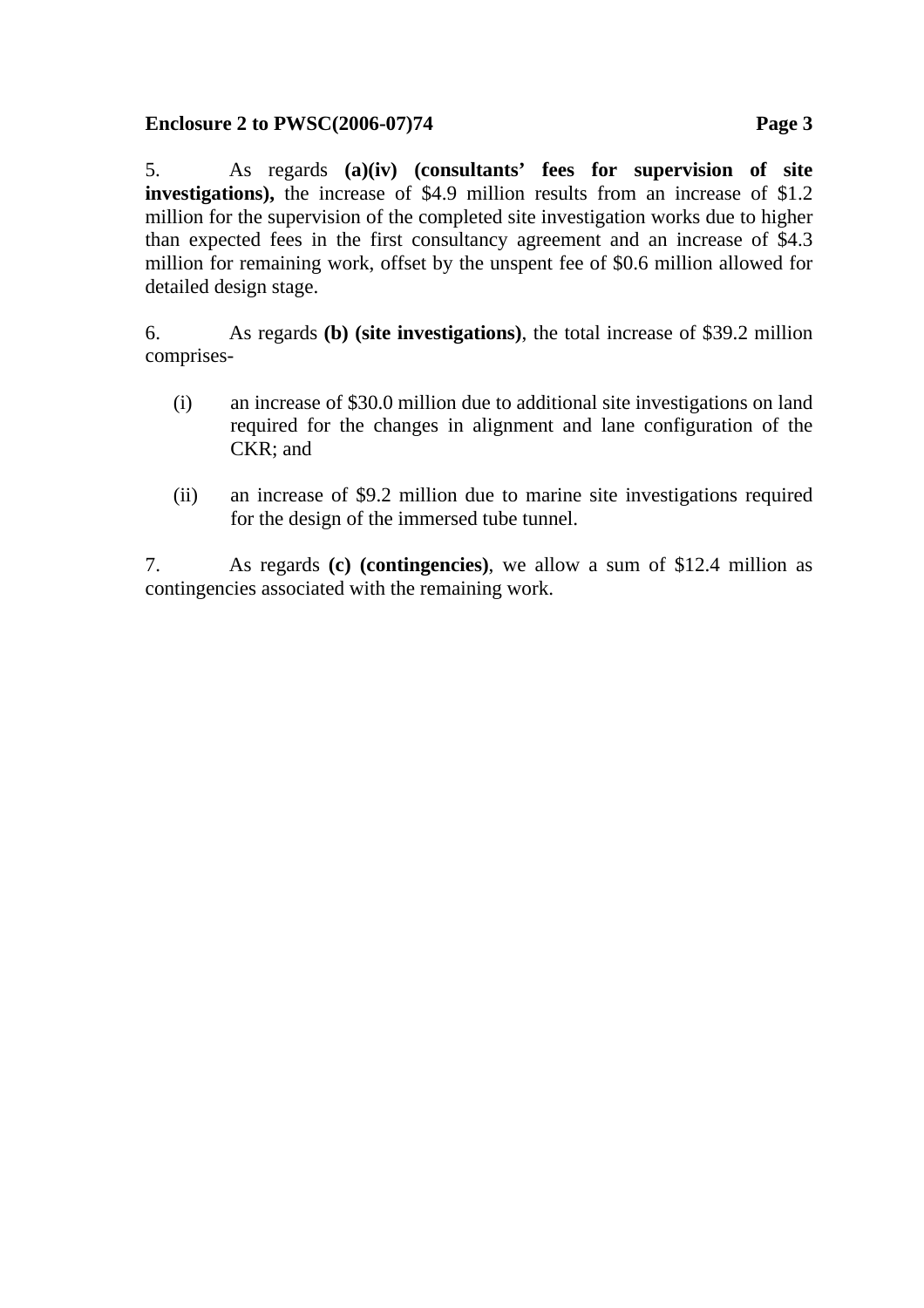5. As regards **(a)(iv) (consultants' fees for supervision of site investigations),** the increase of $4.9 million results from an increase of $1.2 million for the supervision of the completed site investigation works due to higher than expected fees in the first consultancy agreement and an increase of $4.3 million for remaining work, offset by the unspent fee of $0.6 million allowed for detailed design stage.

6. As regards **(b) (site investigations)**, the total increase of $39.2 million comprises-

(i) an increase of $30.0 million due to additional site investigations on land required for the changes in alignment and lane configuration of the CKR; and

(ii) an increase of $9.2 million due to marine site investigations required for the design of the immersed tube tunnel.

7. As regards **(c) (contingencies)**, we allow a sum of $12.4 million as contingencies associated with the remaining work.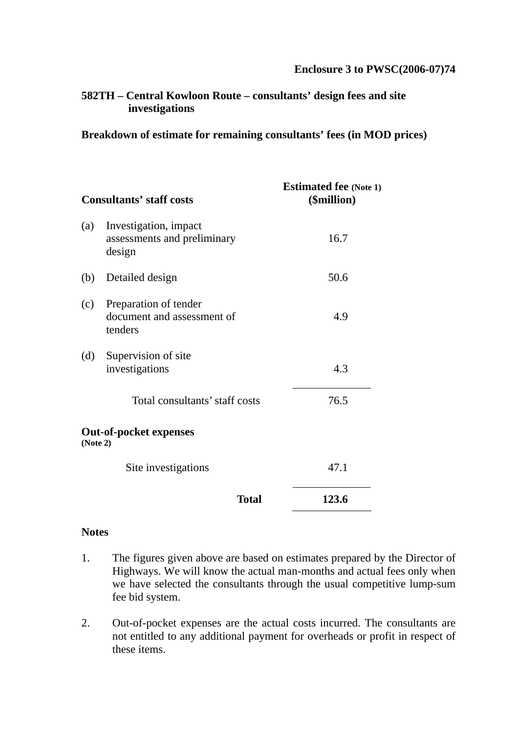**Enclosure 3 to PWSC(2006-07)74**

**582TH – Central Kowloon Route – consultants' design fees and site investigations**

**Breakdown of estimate for remaining consultants' fees (in MOD prices)**

| **Consultants' staff costs** | | **Estimated fee (Note 1) ($million)** |
|---|---|---|
| (a) | Investigation, impact assessments and preliminary design | 16.7 |
| (b) | Detailed design | 50.6 |
| (c) | Preparation of tender document and assessment of tenders | 4.9 |
| (d) | Supervision of site investigations | 4.3 |
| | Total consultants' staff costs | 76.5 |
| **Out-of-pocket expenses (Note 2)** | | |
| | Site investigations | 47.1 |
| | **Total** | **123.6** |

**Notes**

1. The figures given above are based on estimates prepared by the Director of Highways. We will know the actual man-months and actual fees only when we have selected the consultants through the usual competitive lump-sum fee bid system.

2. Out-of-pocket expenses are the actual costs incurred. The consultants are not entitled to any additional payment for overheads or profit in respect of these items.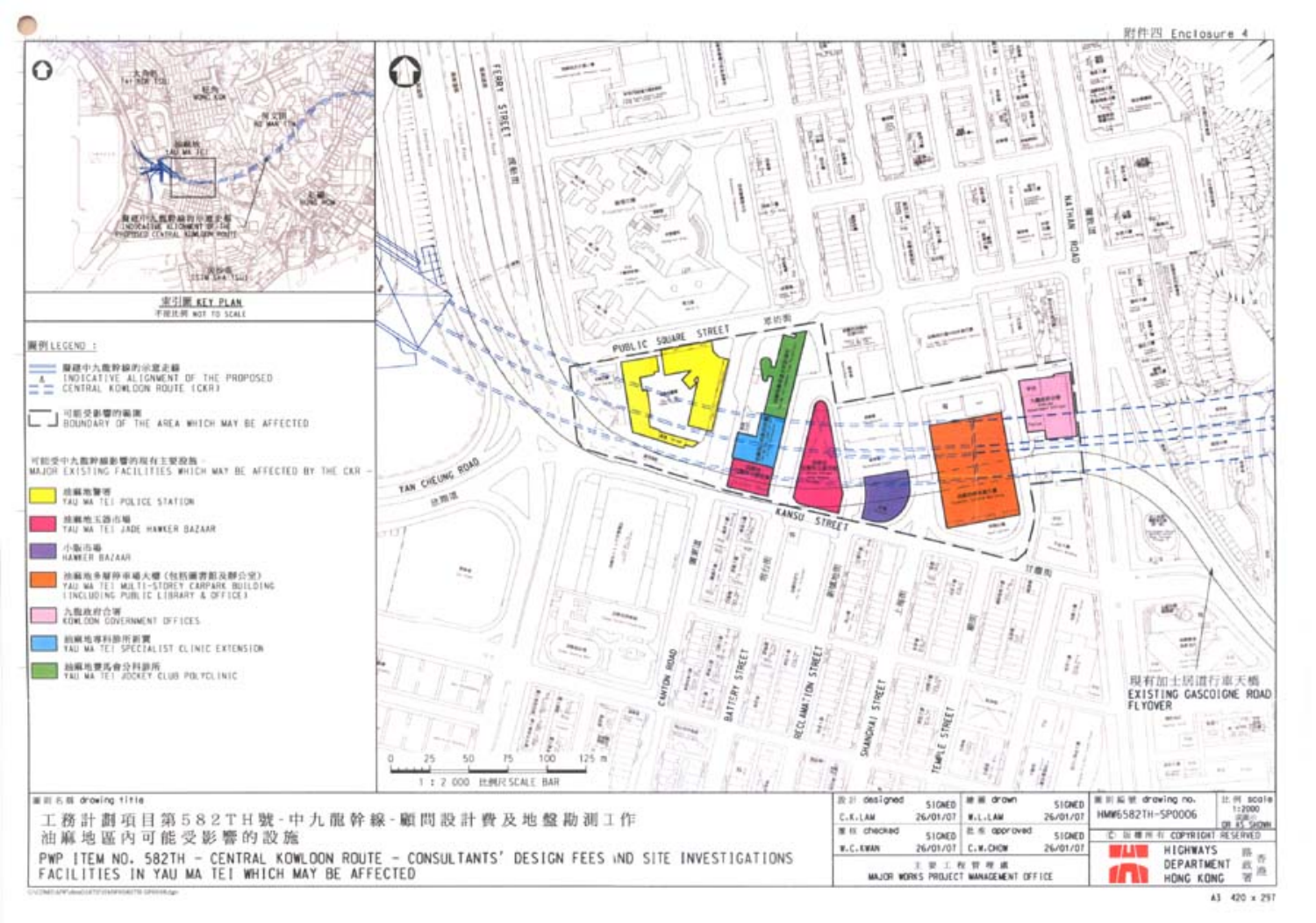附件四 Enclosure 4

索引圖 KEY PLAN
不按比例 NOT TO SCALE

圖例 LEGEND :

擬建中九龍幹線的示意走線
INDICATIVE ALIGNMENT OF THE PROPOSED CENTRAL KOWLOON ROUTE (CKR)

可能受影響的範圍
BOUNDARY OF THE AREA WHICH MAY BE AFFECTED

可能受中九龍幹線影響的現有主要設施 -
MAJOR EXISTING FACILITIES WHICH MAY BE AFFECTED BY THE CKR -

油麻地警署
YAU MA TEI POLICE STATION

油麻地玉器市場
YAU MA TEI JADE HAWKER BAZAAR

小販市場
HAWKER BAZAAR

油麻地多層停車場大樓 (包括圖書館及辦公室)
YAU MA TEI MULTI-STOREY CARPARK BUILDING (INCLUDING PUBLIC LIBRARY & OFFICE)

九龍政府合署
KOWLOON GOVERNMENT OFFICES

油麻地專科診所新翼
YAU MA TEI SPECIALIST CLINIC EXTENSION

油麻地賽馬會分科診所
YAU MA TEI JOCKEY CLUB POLYCLINIC

FERRY STREET
PUBLIC SQUARE STREET
NATHAN ROAD
YAN CHEUNG ROAD
KANSU STREET
CANTON ROAD
BATTERY STREET
RECLAMATION STREET
SHANGHAI STREET
TEMPLE STREET

現有加士居道行車天橋
EXISTING GASCOIGNE ROAD FLYOVER

0 25 50 75 100 125 m
1 : 2 000 比例尺 SCALE BAR

圖則名稱 drawing title

工務計劃項目第582TH號 - 中九龍幹線 - 顧問設計費及地盤勘測工作
油麻地區內可能受影響的設施

PWP ITEM NO. 582TH - CENTRAL KOWLOON ROUTE - CONSULTANTS' DESIGN FEES AND SITE INVESTIGATIONS
FACILITIES IN YAU MA TEI WHICH MAY BE AFFECTED

| | | | |
|---|---|---|---|
| 設計 designed C.K.LAM | SIGNED 26/01/07 | 繪圖 drawn W.L.LAW | SIGNED 26/01/07 |
| 審核 checked W.C.KWAN | SIGNED 26/01/07 | 批核 approved C.W.CHOW | SIGNED 26/01/07 |

主要工程管理處
MAJOR WORKS PROJECT MANAGEMENT OFFICE

圖則編號 drawing no. HMW6582TH-SP0006

比例 scale 1:2000 OR AS SHOWN

© 版權所有 COPYRIGHT RESERVED

路政署 HIGHWAYS DEPARTMENT HONG KONG

A3 420 x 297